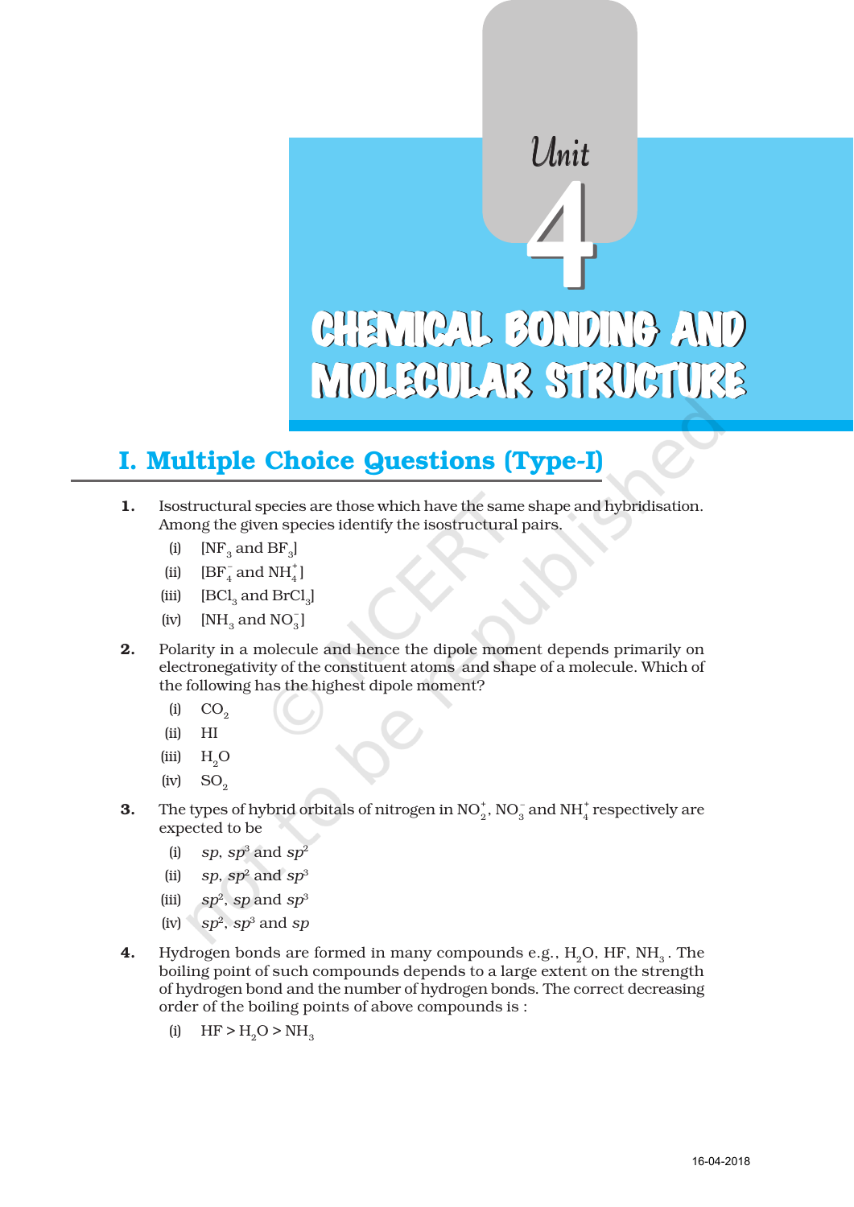# Unit 4

# CHEMICAL BONDING AND MOLECULAR STRUCTURE

## I. Multiple Choice Questions (Type-I)

**1.** Isostructural species are those which have the same shape and hybridisation. Among the given species identify the isostructural pairs.

(i) [$NF_3$ and $BF_3$]

(ii) [$BF_4^-$ and $NH_4^+$]

(iii) [$BCl_3$ and $BrCl_3$]

(iv) [$NH_3$ and $NO_3^-$]

**2.** Polarity in a molecule and hence the dipole moment depends primarily on electronegativity of the constituent atoms and shape of a molecule. Which of the following has the highest dipole moment?

(i) $CO_2$

(ii) HI

(iii) $H_2O$

(iv) $SO_2$

**3.** The types of hybrid orbitals of nitrogen in $NO_2^+$, $NO_3^-$ and $NH_4^+$ respectively are expected to be

(i) *sp*, $sp^3$ and $sp^2$

(ii) *sp*, $sp^2$ and $sp^3$

(iii) $sp^2$, *sp* and $sp^3$

(iv) $sp^2$, $sp^3$ and *sp*

**4.** Hydrogen bonds are formed in many compounds e.g., $H_2O$, HF, $NH_3$. The boiling point of such compounds depends to a large extent on the strength of hydrogen bond and the number of hydrogen bonds. The correct decreasing order of the boiling points of above compounds is :

(i) HF > $H_2O$ > $NH_3$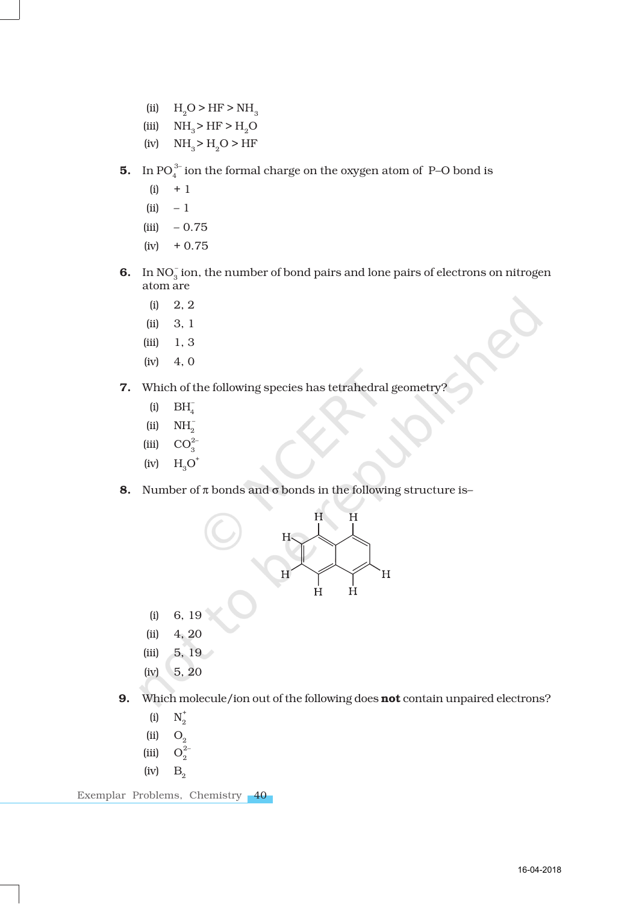(ii) $H_2O > HF > NH_3$

(iii) $NH_3 > HF > H_2O$

(iv) $NH_3 > H_2O > HF$

**5.** In $PO_4^{3-}$ ion the formal charge on the oxygen atom of P–O bond is

(i) + 1

(ii) – 1

(iii) – 0.75

(iv) + 0.75

**6.** In $NO_3^-$ ion, the number of bond pairs and lone pairs of electrons on nitrogen atom are

(i) 2, 2

(ii) 3, 1

(iii) 1, 3

(iv) 4, 0

**7.** Which of the following species has tetrahedral geometry?

(i) $BH_4^-$

(ii) $NH_2^-$

(iii) $CO_3^{2-}$

(iv) $H_3O^+$

**8.** Number of π bonds and σ bonds in the following structure is–

(i) 6, 19

(ii) 4, 20

(iii) 5, 19

(iv) 5, 20

**9.** Which molecule/ion out of the following does **not** contain unpaired electrons?

(i) $N_2^+$

(ii) $O_2$

(iii) $O_2^{2-}$

(iv) $B_2$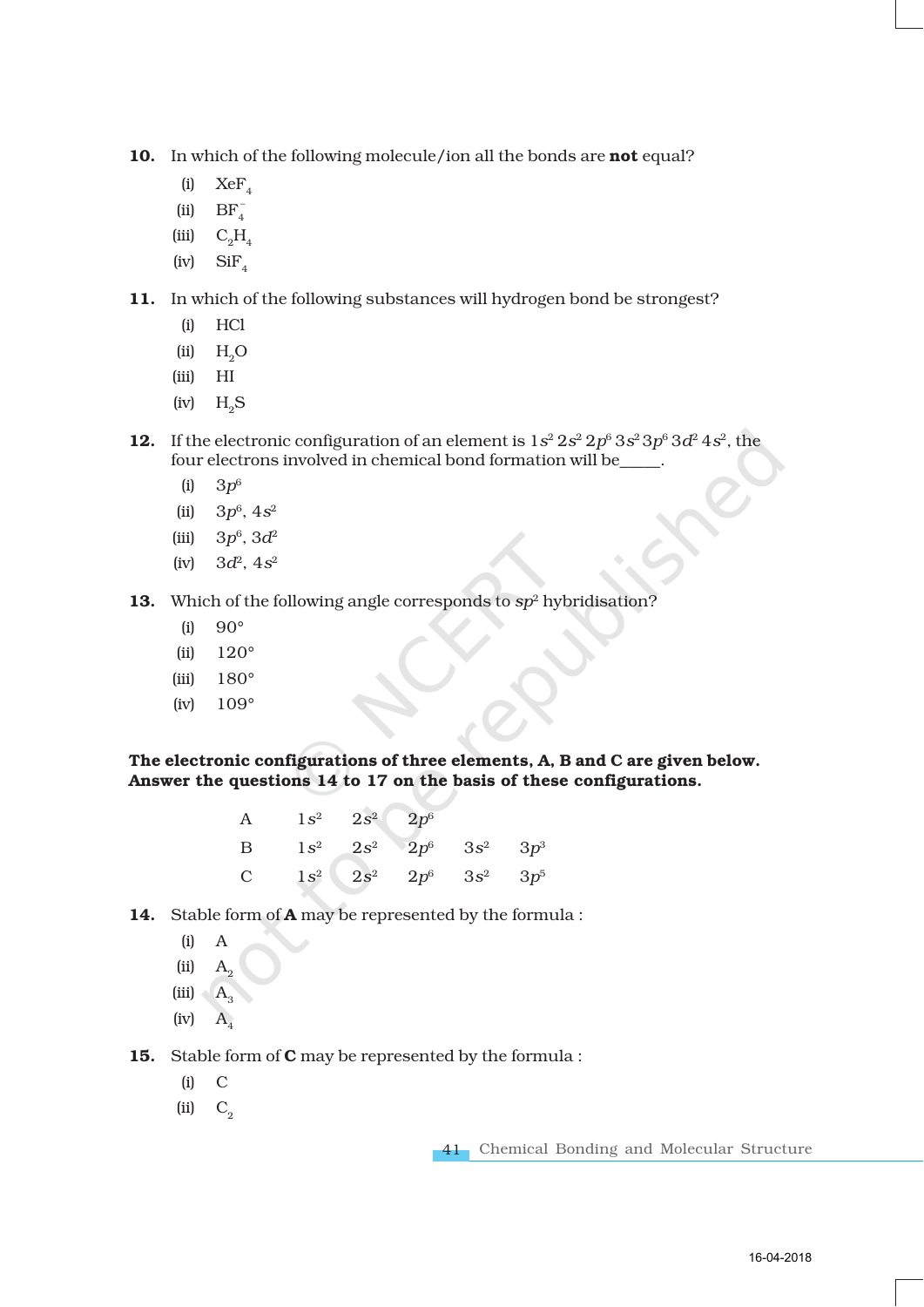**10.** In which of the following molecule/ion all the bonds are **not** equal?

(i) $XeF_4$

(ii) $BF_4^-$

(iii) $C_2H_4$

(iv) $SiF_4$

**11.** In which of the following substances will hydrogen bond be strongest?

(i) HCl

(ii) $H_2O$

(iii) HI

(iv) $H_2S$

**12.** If the electronic configuration of an element is $1s^2\,2s^2\,2p^6\,3s^2\,3p^6\,3d^2\,4s^2$, the four electrons involved in chemical bond formation will be_____.

(i) $3p^6$

(ii) $3p^6$, $4s^2$

(iii) $3p^6$, $3d^2$

(iv) $3d^2$, $4s^2$

**13.** Which of the following angle corresponds to $sp^2$ hybridisation?

(i) 90°

(ii) 120°

(iii) 180°

(iv) 109°

**The electronic configurations of three elements, A, B and C are given below. Answer the questions 14 to 17 on the basis of these configurations.**

| | | | | | |
|---|---|---|---|---|---|
| A | $1s^2$ | $2s^2$ | $2p^6$ | | |
| B | $1s^2$ | $2s^2$ | $2p^6$ | $3s^2$ | $3p^3$ |
| C | $1s^2$ | $2s^2$ | $2p^6$ | $3s^2$ | $3p^5$ |

**14.** Stable form of **A** may be represented by the formula :

(i) A

(ii) $A_2$

(iii) $A_3$

(iv) $A_4$

**15.** Stable form of **C** may be represented by the formula :

(i) C

(ii) $C_2$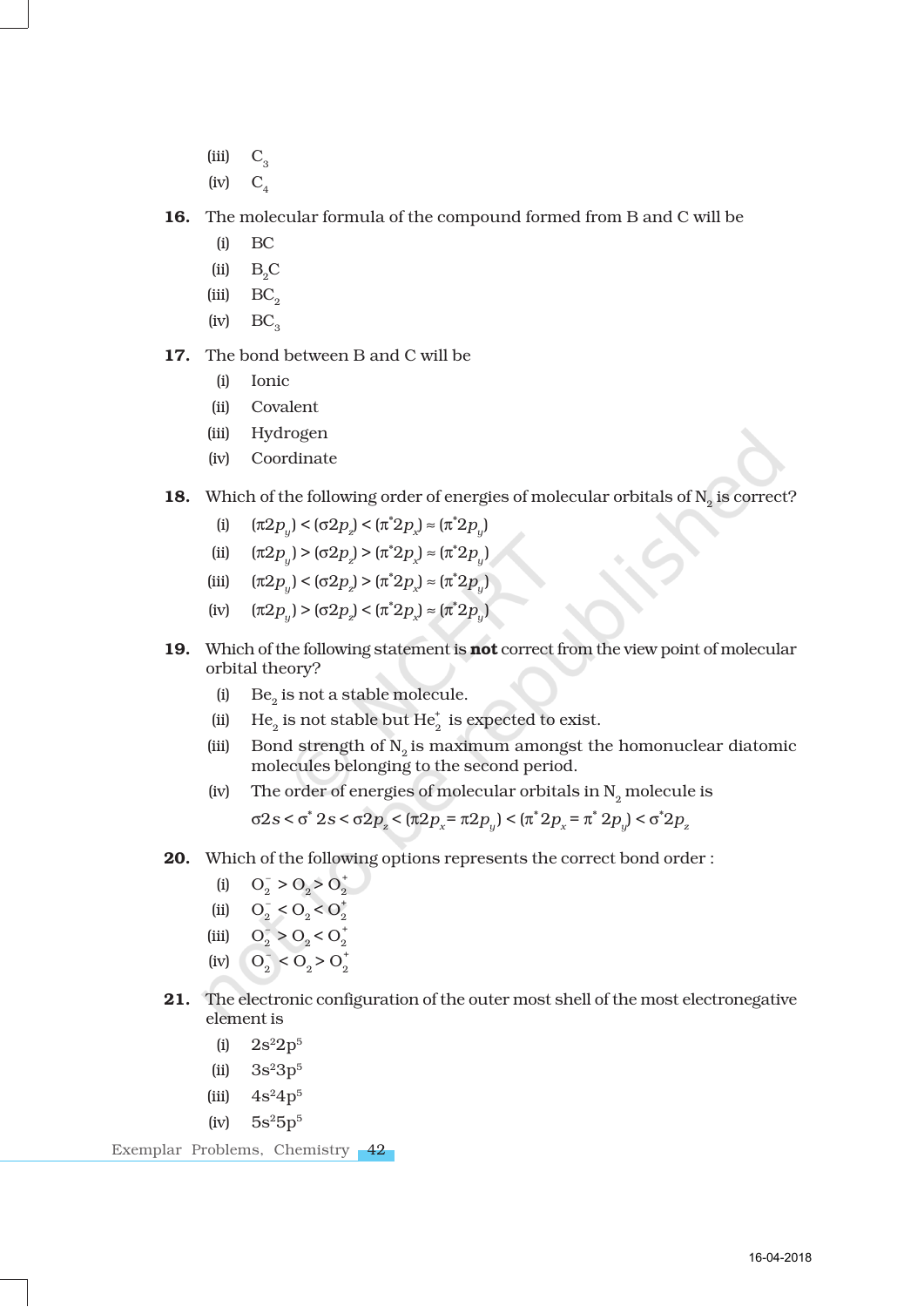(iii) $C_3$

(iv) $C_4$

**16.** The molecular formula of the compound formed from B and C will be

(i) BC

(ii) $B_2C$

(iii) $BC_2$

(iv) $BC_3$

**17.** The bond between B and C will be

(i) Ionic

(ii) Covalent

(iii) Hydrogen

(iv) Coordinate

**18.** Which of the following order of energies of molecular orbitals of $N_2$ is correct?

(i) $(\pi 2p_y) < (\sigma 2p_z) < (\pi^* 2p_x) \approx (\pi^* 2p_y)$

(ii) $(\pi 2p_y) > (\sigma 2p_z) > (\pi^* 2p_x) \approx (\pi^* 2p_y)$

(iii) $(\pi 2p_y) < (\sigma 2p_z) > (\pi^* 2p_x) \approx (\pi^* 2p_y)$

(iv) $(\pi 2p_y) > (\sigma 2p_z) < (\pi^* 2p_x) \approx (\pi^* 2p_y)$

**19.** Which of the following statement is **not** correct from the view point of molecular orbital theory?

(i) $Be_2$ is not a stable molecule.

(ii) $He_2$ is not stable but $He_2^+$ is expected to exist.

(iii) Bond strength of $N_2$ is maximum amongst the homonuclear diatomic molecules belonging to the second period.

(iv) The order of energies of molecular orbitals in $N_2$ molecule is

$\sigma 2s < \sigma^* 2s < \sigma 2p_z < (\pi 2p_x = \pi 2p_y) < (\pi^* 2p_x = \pi^* 2p_y) < \sigma^* 2p_z$

**20.** Which of the following options represents the correct bond order :

(i) $O_2^- > O_2 > O_2^+$

(ii) $O_2^- < O_2 < O_2^+$

(iii) $O_2^- > O_2 < O_2^+$

(iv) $O_2^- < O_2 > O_2^+$

**21.** The electronic configuration of the outer most shell of the most electronegative element is

(i) $2s^2 2p^5$

(ii) $3s^2 3p^5$

(iii) $4s^2 4p^5$

(iv) $5s^2 5p^5$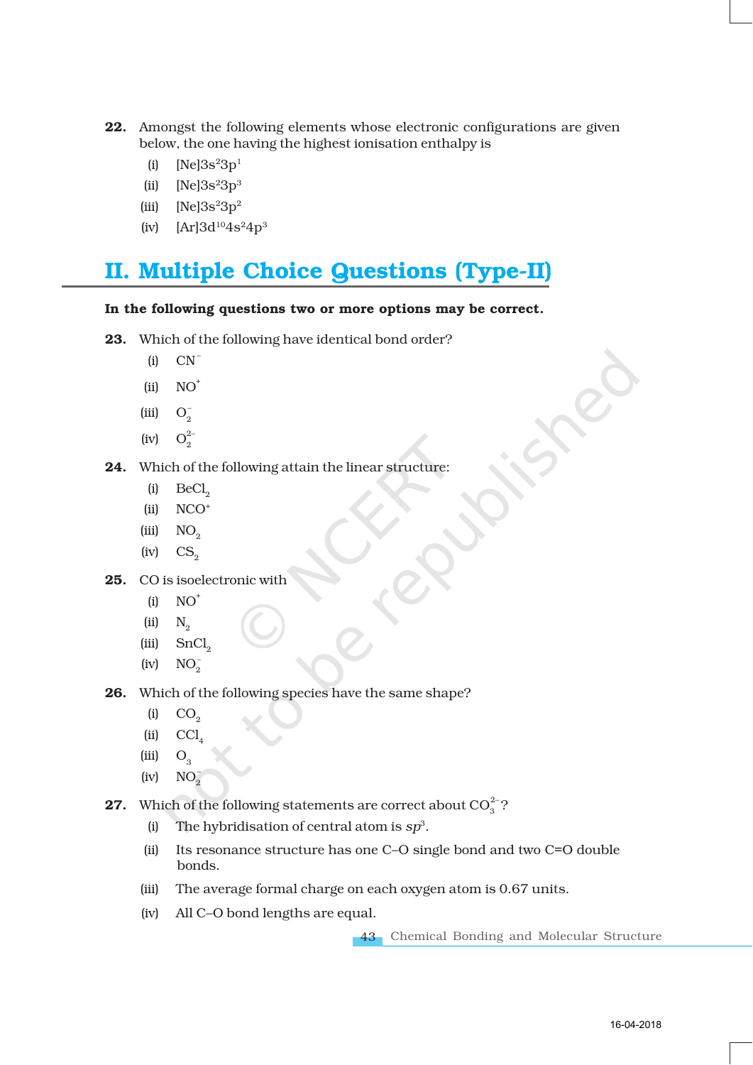22. Amongst the following elements whose electronic configurations are given below, the one having the highest ionisation enthalpy is

   (i) $[Ne]3s^23p^1$
   
   (ii) $[Ne]3s^23p^3$
   
   (iii) $[Ne]3s^23p^2$
   
   (iv) $[Ar]3d^{10}4s^24p^3$

## II. Multiple Choice Questions (Type-II)

**In the following questions two or more options may be correct.**

23. Which of the following have identical bond order?

   (i) $CN^-$
   
   (ii) $NO^+$
   
   (iii) $O_2^-$
   
   (iv) $O_2^{2-}$

24. Which of the following attain the linear structure:

   (i) $BeCl_2$
   
   (ii) $NCO^+$
   
   (iii) $NO_2$
   
   (iv) $CS_2$

25. CO is isoelectronic with

   (i) $NO^+$
   
   (ii) $N_2$
   
   (iii) $SnCl_2$
   
   (iv) $NO_2^-$

26. Which of the following species have the same shape?

   (i) $CO_2$
   
   (ii) $CCl_4$
   
   (iii) $O_3$
   
   (iv) $NO_2^-$

27. Which of the following statements are correct about $CO_3^{2-}$?

   (i) The hybridisation of central atom is $sp^3$.
   
   (ii) Its resonance structure has one C–O single bond and two C=O double bonds.
   
   (iii) The average formal charge on each oxygen atom is 0.67 units.
   
   (iv) All C–O bond lengths are equal.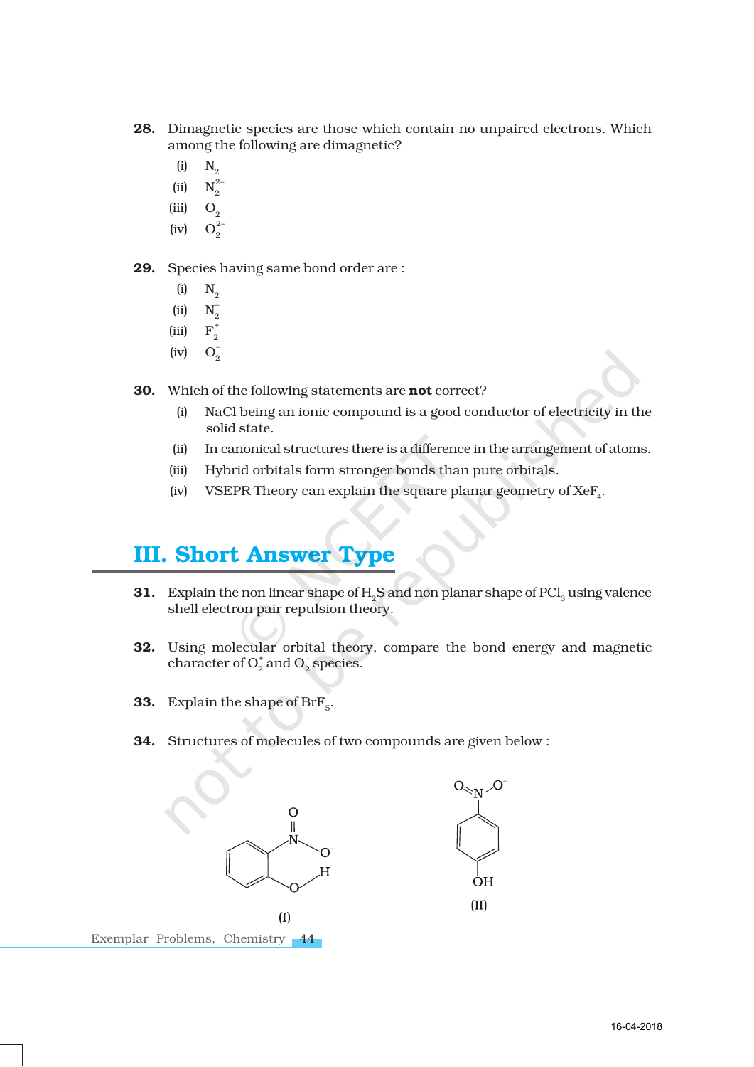28. Dimagnetic species are those which contain no unpaired electrons. Which among the following are dimagnetic?

    (i) $N_2$

    (ii) $N_2^{2-}$

    (iii) $O_2$

    (iv) $O_2^{2-}$

29. Species having same bond order are :

    (i) $N_2$

    (ii) $N_2^-$

    (iii) $F_2^+$

    (iv) $O_2^-$

30. Which of the following statements are **not** correct?

    (i) NaCl being an ionic compound is a good conductor of electricity in the solid state.

    (ii) In canonical structures there is a difference in the arrangement of atoms.

    (iii) Hybrid orbitals form stronger bonds than pure orbitals.

    (iv) VSEPR Theory can explain the square planar geometry of $XeF_4$.

## III. Short Answer Type

31. Explain the non linear shape of $H_2S$ and non planar shape of $PCl_3$ using valence shell electron pair repulsion theory.

32. Using molecular orbital theory, compare the bond energy and magnetic character of $O_2^+$ and $O_2^-$ species.

33. Explain the shape of $BrF_5$.

34. Structures of molecules of two compounds are given below :

(I)

(II)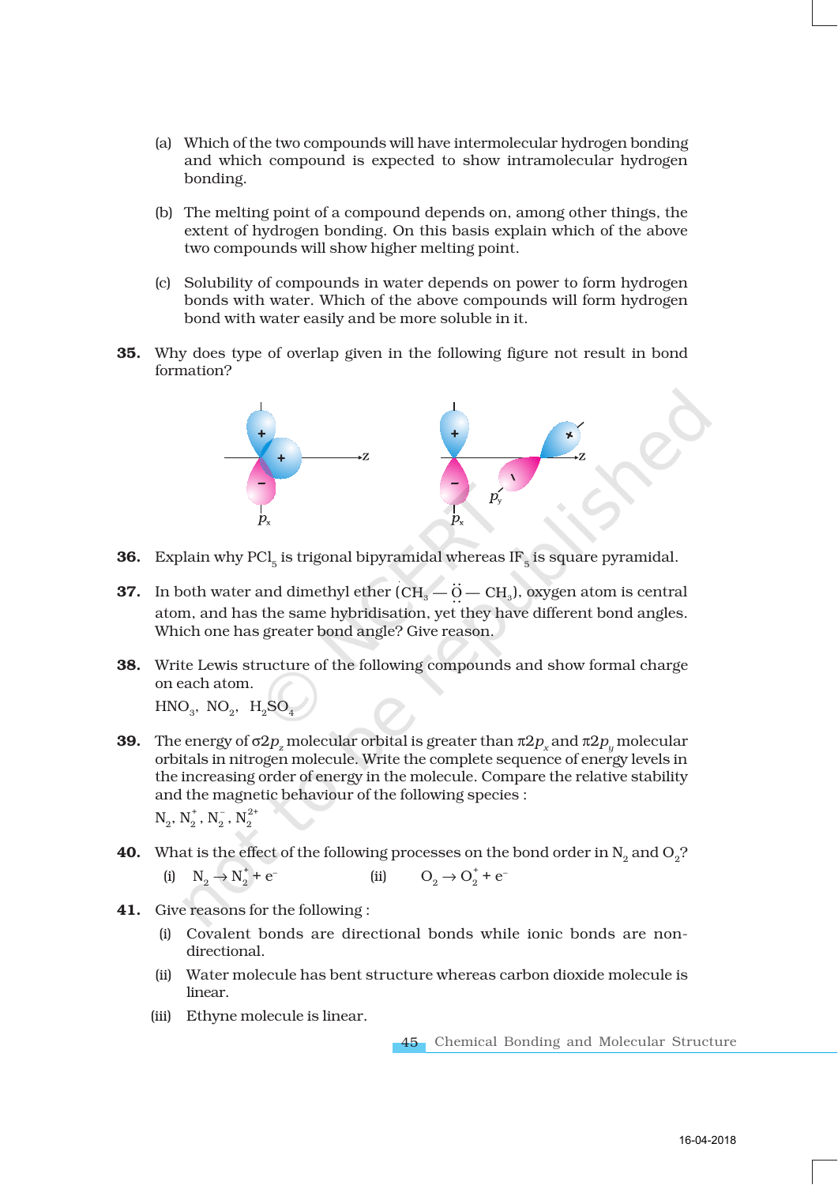(a) Which of the two compounds will have intermolecular hydrogen bonding and which compound is expected to show intramolecular hydrogen bonding.

(b) The melting point of a compound depends on, among other things, the extent of hydrogen bonding. On this basis explain which of the above two compounds will show higher melting point.

(c) Solubility of compounds in water depends on power to form hydrogen bonds with water. Which of the above compounds will form hydrogen bond with water easily and be more soluble in it.

**35.** Why does type of overlap given in the following figure not result in bond formation?

**36.** Explain why $PCl_5$ is trigonal bipyramidal whereas $IF_5$ is square pyramidal.

**37.** In both water and dimethyl ether ($CH_3 — \ddot{O} — CH_3$), oxygen atom is central atom, and has the same hybridisation, yet they have different bond angles. Which one has greater bond angle? Give reason.

**38.** Write Lewis structure of the following compounds and show formal charge on each atom.

$HNO_3$, $NO_2$, $H_2SO_4$

**39.** The energy of $\sigma 2p_z$ molecular orbital is greater than $\pi 2p_x$ and $\pi 2p_y$ molecular orbitals in nitrogen molecule. Write the complete sequence of energy levels in the increasing order of energy in the molecule. Compare the relative stability and the magnetic behaviour of the following species :

$N_2$, $N_2^+$, $N_2^-$, $N_2^{2+}$

**40.** What is the effect of the following processes on the bond order in $N_2$ and $O_2$?

(i) $N_2 \rightarrow N_2^+ + e^-$ (ii) $O_2 \rightarrow O_2^+ + e^-$

**41.** Give reasons for the following :

(i) Covalent bonds are directional bonds while ionic bonds are non-directional.

(ii) Water molecule has bent structure whereas carbon dioxide molecule is linear.

(iii) Ethyne molecule is linear.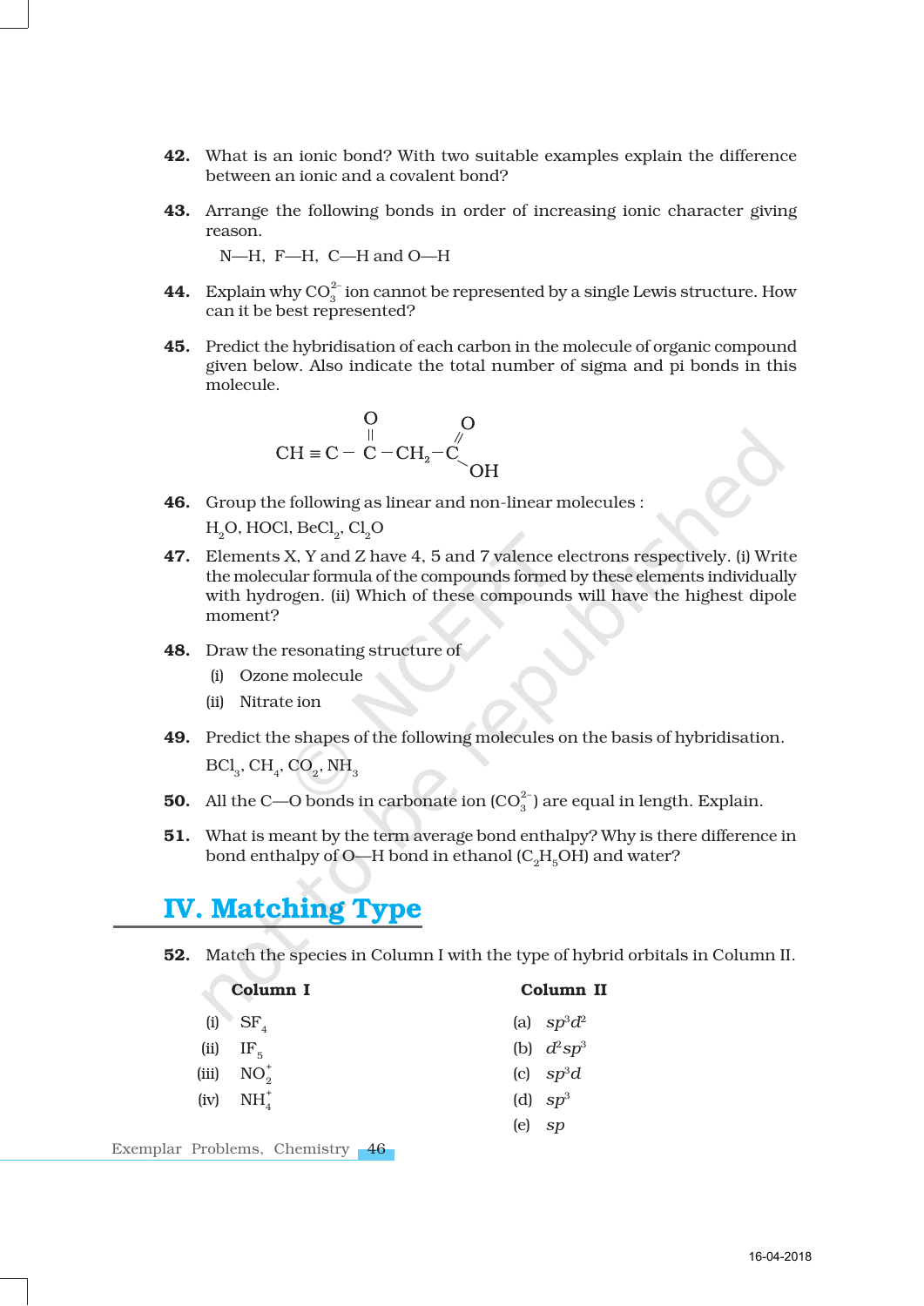**42.** What is an ionic bond? With two suitable examples explain the difference between an ionic and a covalent bond?

**43.** Arrange the following bonds in order of increasing ionic character giving reason.

N—H, F—H, C—H and O—H

**44.** Explain why $CO_3^{2-}$ ion cannot be represented by a single Lewis structure. How can it be best represented?

**45.** Predict the hybridisation of each carbon in the molecule of organic compound given below. Also indicate the total number of sigma and pi bonds in this molecule.

$$CH \equiv C - \overset{\overset{\displaystyle O}{\|}}{C} - CH_2 - C\begin{matrix} \nearrow O \\ \searrow OH \end{matrix}$$

**46.** Group the following as linear and non-linear molecules :

$H_2O$, HOCl, $BeCl_2$, $Cl_2O$

**47.** Elements X, Y and Z have 4, 5 and 7 valence electrons respectively. (i) Write the molecular formula of the compounds formed by these elements individually with hydrogen. (ii) Which of these compounds will have the highest dipole moment?

**48.** Draw the resonating structure of

(i) Ozone molecule

(ii) Nitrate ion

**49.** Predict the shapes of the following molecules on the basis of hybridisation.

$BCl_3$, $CH_4$, $CO_2$, $NH_3$

**50.** All the C—O bonds in carbonate ion ($CO_3^{2-}$) are equal in length. Explain.

**51.** What is meant by the term average bond enthalpy? Why is there difference in bond enthalpy of O—H bond in ethanol ($C_2H_5OH$) and water?

## IV. Matching Type

**52.** Match the species in Column I with the type of hybrid orbitals in Column II.

| Column I | Column II |
|---|---|
| (i) $SF_4$ | (a) $sp^3d^2$ |
| (ii) $IF_5$ | (b) $d^2sp^3$ |
| (iii) $NO_2^+$ | (c) $sp^3d$ |
| (iv) $NH_4^+$ | (d) $sp^3$ |
| | (e) $sp$ |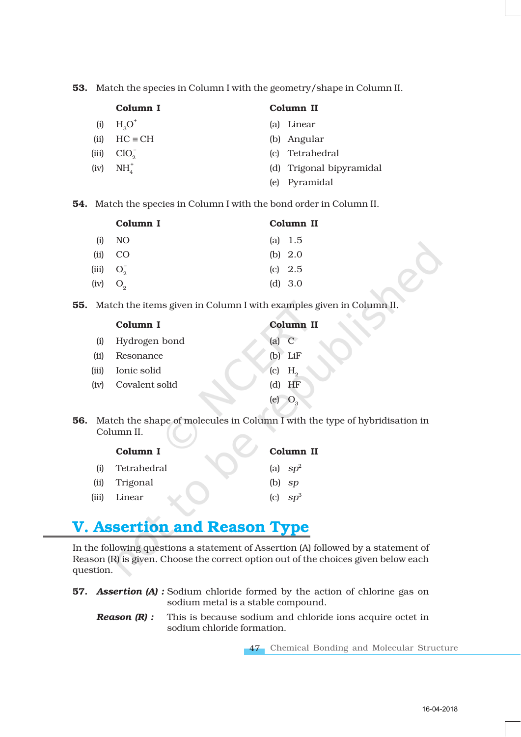**53.** Match the species in Column I with the geometry/shape in Column II.

| | Column I | | Column II |
|---|---|---|---|
| (i) | $H_3O^+$ | (a) | Linear |
| (ii) | $HC \equiv CH$ | (b) | Angular |
| (iii) | $ClO_2^-$ | (c) | Tetrahedral |
| (iv) | $NH_4^+$ | (d) | Trigonal bipyramidal |
| | | (e) | Pyramidal |

**54.** Match the species in Column I with the bond order in Column II.

| | Column I | | Column II |
|---|---|---|---|
| (i) | NO | (a) | 1.5 |
| (ii) | CO | (b) | 2.0 |
| (iii) | $O_2^-$ | (c) | 2.5 |
| (iv) | $O_2$ | (d) | 3.0 |

**55.** Match the items given in Column I with examples given in Column II.

| | Column I | | Column II |
|---|---|---|---|
| (i) | Hydrogen bond | (a) | C |
| (ii) | Resonance | (b) | LiF |
| (iii) | Ionic solid | (c) | $H_2$ |
| (iv) | Covalent solid | (d) | HF |
| | | (e) | $O_3$ |

**56.** Match the shape of molecules in Column I with the type of hybridisation in Column II.

| | Column I | | Column II |
|---|---|---|---|
| (i) | Tetrahedral | (a) | $sp^2$ |
| (ii) | Trigonal | (b) | $sp$ |
| (iii) | Linear | (c) | $sp^3$ |

## V. Assertion and Reason Type

In the following questions a statement of Assertion (A) followed by a statement of Reason (R) is given. Choose the correct option out of the choices given below each question.

**57.** ***Assertion (A) :*** Sodium chloride formed by the action of chlorine gas on sodium metal is a stable compound.

***Reason (R) :*** This is because sodium and chloride ions acquire octet in sodium chloride formation.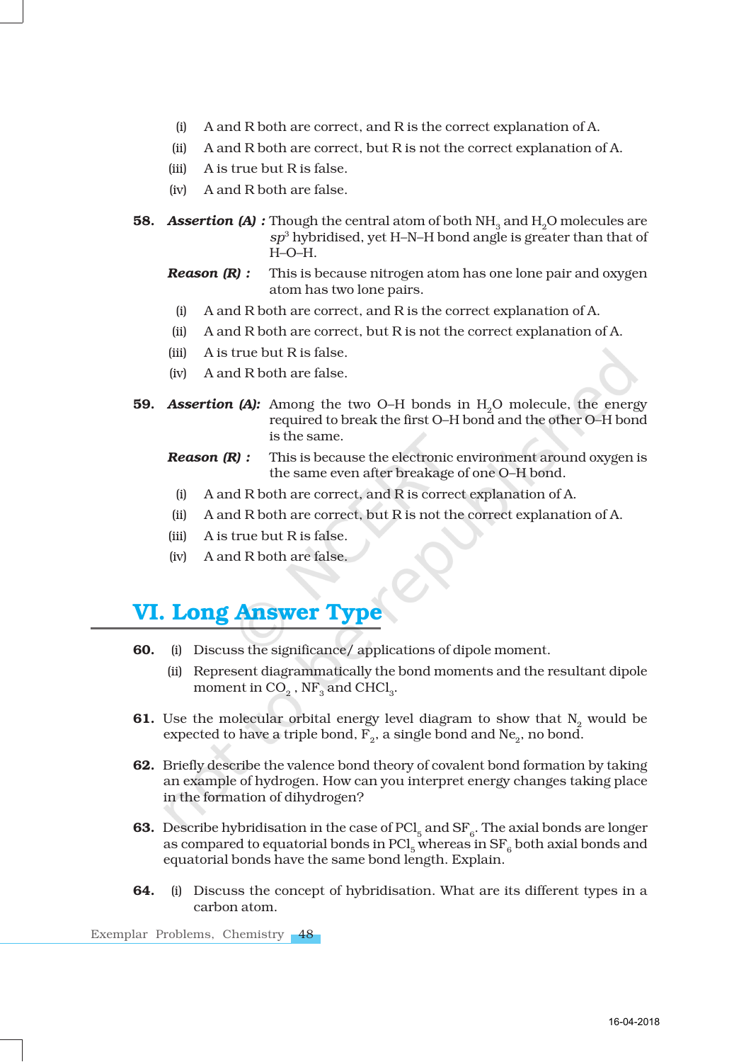(i) A and R both are correct, and R is the correct explanation of A.

(ii) A and R both are correct, but R is not the correct explanation of A.

(iii) A is true but R is false.

(iv) A and R both are false.

**58.** ***Assertion (A) :*** Though the central atom of both $NH_3$ and $H_2O$ molecules are $sp^3$ hybridised, yet H–N–H bond angle is greater than that of H–O–H.

***Reason (R) :*** This is because nitrogen atom has one lone pair and oxygen atom has two lone pairs.

(i) A and R both are correct, and R is the correct explanation of A.

(ii) A and R both are correct, but R is not the correct explanation of A.

(iii) A is true but R is false.

(iv) A and R both are false.

**59.** ***Assertion (A):*** Among the two O–H bonds in $H_2O$ molecule, the energy required to break the first O–H bond and the other O–H bond is the same.

***Reason (R) :*** This is because the electronic environment around oxygen is the same even after breakage of one O–H bond.

(i) A and R both are correct, and R is correct explanation of A.

(ii) A and R both are correct, but R is not the correct explanation of A.

(iii) A is true but R is false.

(iv) A and R both are false.

## VI. Long Answer Type

**60.** (i) Discuss the significance/ applications of dipole moment.

(ii) Represent diagrammatically the bond moments and the resultant dipole moment in $CO_2$ , $NF_3$ and $CHCl_3$.

**61.** Use the molecular orbital energy level diagram to show that $N_2$ would be expected to have a triple bond, $F_2$, a single bond and $Ne_2$, no bond.

**62.** Briefly describe the valence bond theory of covalent bond formation by taking an example of hydrogen. How can you interpret energy changes taking place in the formation of dihydrogen?

**63.** Describe hybridisation in the case of $PCl_5$ and $SF_6$. The axial bonds are longer as compared to equatorial bonds in $PCl_5$ whereas in $SF_6$ both axial bonds and equatorial bonds have the same bond length. Explain.

**64.** (i) Discuss the concept of hybridisation. What are its different types in a carbon atom.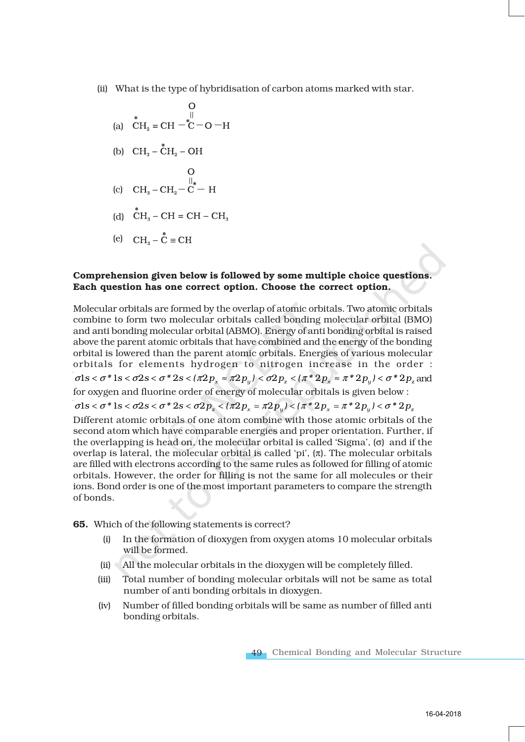(ii) What is the type of hybridisation of carbon atoms marked with star.

(a) $\overset{*}{C}H_2 = CH - \overset{*}{C}(=O) - O - H$

(b) $CH_3 - \overset{*}{C}H_2 - OH$

(c) $CH_3 - CH_2 - \overset{*}{C}(=O) - H$

(d) $\overset{*}{C}H_3 - CH = CH - CH_3$

(e) $CH_3 - \overset{*}{C} \equiv CH$

**Comprehension given below is followed by some multiple choice questions. Each question has one correct option. Choose the correct option.**

Molecular orbitals are formed by the overlap of atomic orbitals. Two atomic orbitals combine to form two molecular orbitals called bonding molecular orbital (BMO) and anti bonding molecular orbital (ABMO). Energy of anti bonding orbital is raised above the parent atomic orbitals that have combined and the energy of the bonding orbital is lowered than the parent atomic orbitals. Energies of various molecular orbitals for elements hydrogen to nitrogen increase in the order : $\sigma 1s < \sigma^* 1s < \sigma 2s < \sigma^* 2s < (\pi 2p_x \approx \pi 2p_y) < \sigma 2p_z < (\pi^* 2p_x \approx \pi^* 2p_y) < \sigma^* 2p_z$ and for oxygen and fluorine order of energy of molecular orbitals is given below :

$\sigma 1s < \sigma^* 1s < \sigma 2s < \sigma^* 2s < \sigma 2p_z < (\pi 2p_x \simeq \pi 2p_y) < (\pi^* 2p_x \simeq \pi^* 2p_y) < \sigma^* 2p_z$

Different atomic orbitals of one atom combine with those atomic orbitals of the second atom which have comparable energies and proper orientation. Further, if the overlapping is head on, the molecular orbital is called 'Sigma', ($\sigma$) and if the overlap is lateral, the molecular orbital is called 'pi', ($\pi$). The molecular orbitals are filled with electrons according to the same rules as followed for filling of atomic orbitals. However, the order for filling is not the same for all molecules or their ions. Bond order is one of the most important parameters to compare the strength of bonds.

**65.** Which of the following statements is correct?

(i) In the formation of dioxygen from oxygen atoms 10 molecular orbitals will be formed.

(ii) All the molecular orbitals in the dioxygen will be completely filled.

(iii) Total number of bonding molecular orbitals will not be same as total number of anti bonding orbitals in dioxygen.

(iv) Number of filled bonding orbitals will be same as number of filled anti bonding orbitals.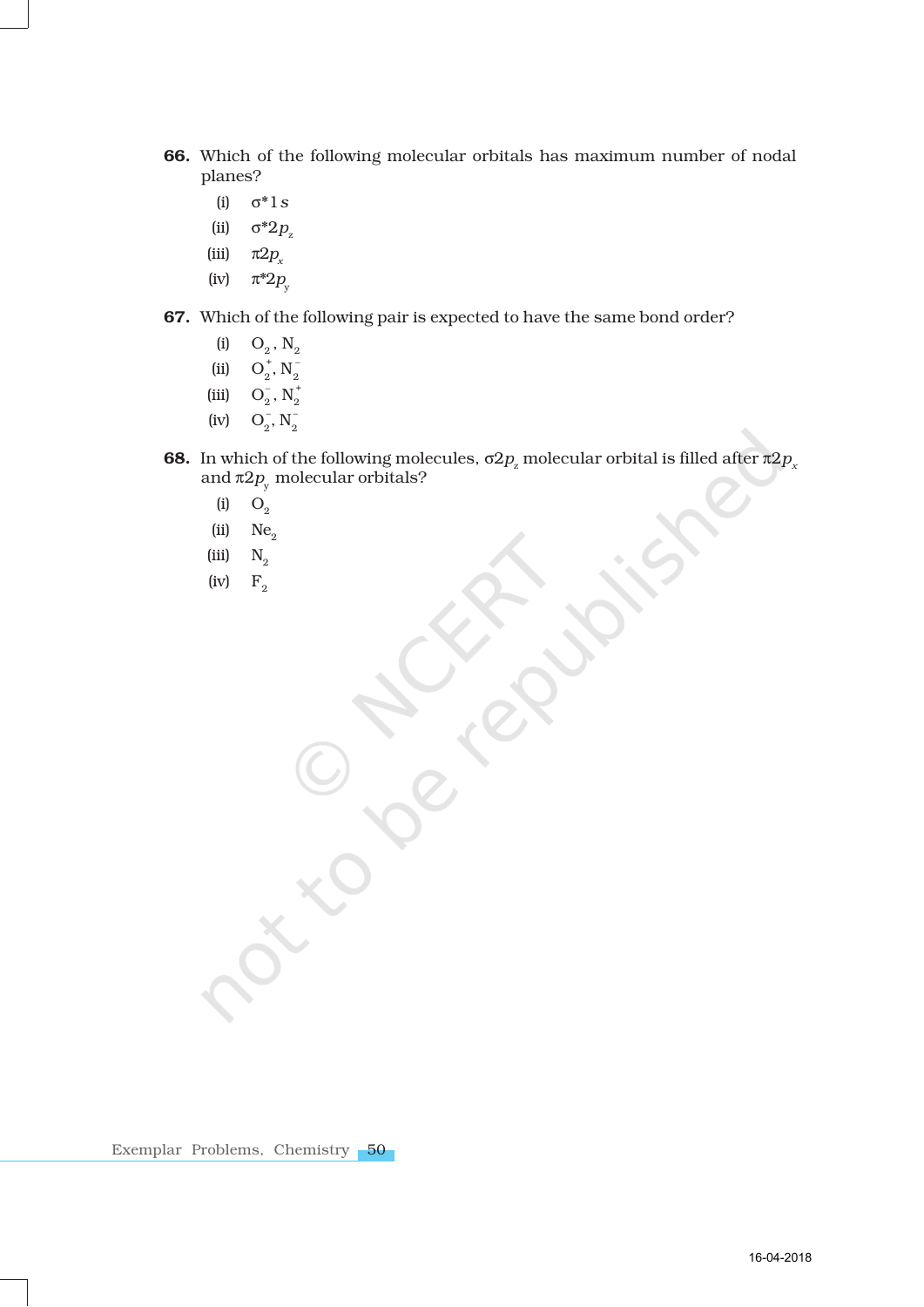**66.** Which of the following molecular orbitals has maximum number of nodal planes?

(i) $\sigma^*1s$

(ii) $\sigma^*2p_z$

(iii) $\pi 2p_x$

(iv) $\pi^*2p_y$

**67.** Which of the following pair is expected to have the same bond order?

(i) $O_2$, $N_2$

(ii) $O_2^+$, $N_2^-$

(iii) $O_2^-$, $N_2^+$

(iv) $O_2^-$, $N_2^-$

**68.** In which of the following molecules, $\sigma 2p_z$ molecular orbital is filled after $\pi 2p_x$ and $\pi 2p_y$ molecular orbitals?

(i) $O_2$

(ii) $Ne_2$

(iii) $N_2$

(iv) $F_2$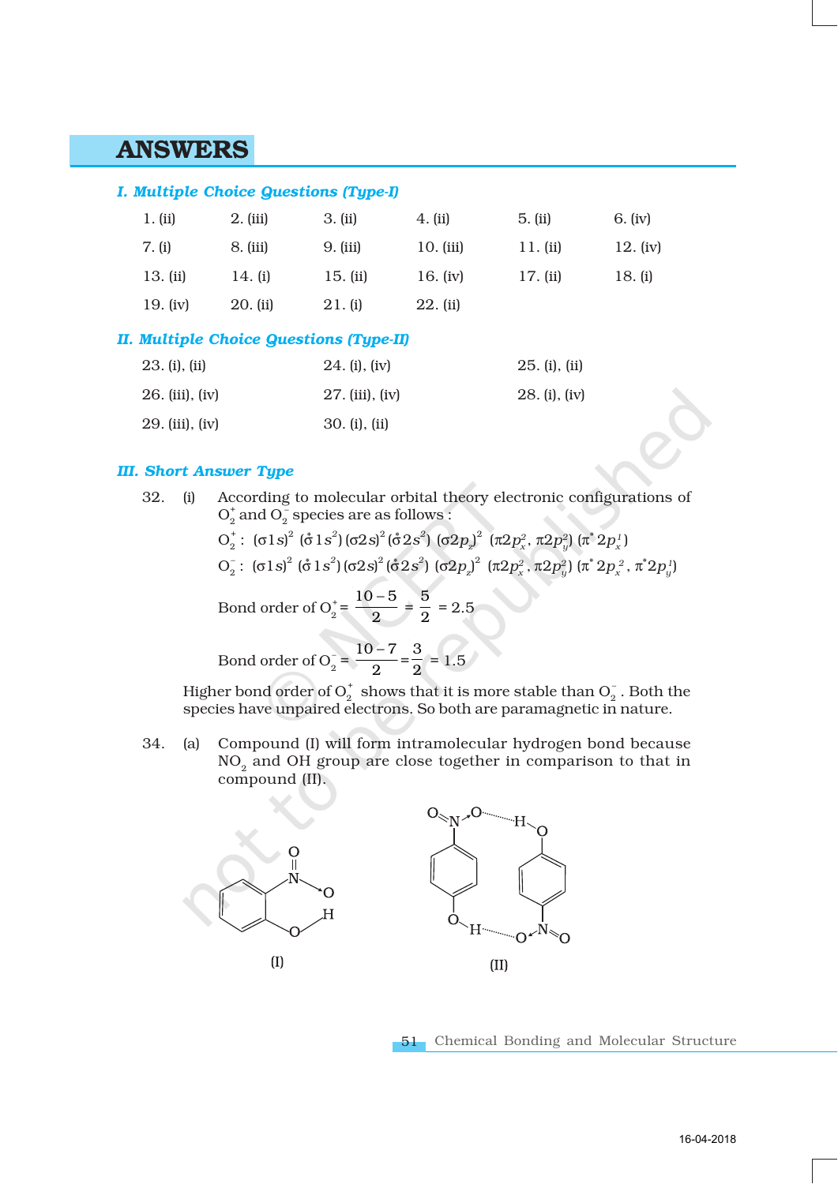# ANSWERS

## I. Multiple Choice Questions (Type-I)

| | | | | | |
|---|---|---|---|---|---|
| 1. (ii) | 2. (iii) | 3. (ii) | 4. (ii) | 5. (ii) | 6. (iv) |
| 7. (i) | 8. (iii) | 9. (iii) | 10. (iii) | 11. (ii) | 12. (iv) |
| 13. (ii) | 14. (i) | 15. (ii) | 16. (iv) | 17. (ii) | 18. (i) |
| 19. (iv) | 20. (ii) | 21. (i) | 22. (ii) | | |

## II. Multiple Choice Questions (Type-II)

| | | |
|---|---|---|
| 23. (i), (ii) | 24. (i), (iv) | 25. (i), (ii) |
| 26. (iii), (iv) | 27. (iii), (iv) | 28. (i), (iv) |
| 29. (iii), (iv) | 30. (i), (ii) | |

## III. Short Answer Type

32. (i) According to molecular orbital theory electronic configurations of $O_2^+$ and $O_2^-$ species are as follows :

$O_2^+$ : $(\sigma 1s)^2\ (\overset{*}{\sigma} 1s^2)\ (\sigma 2s)^2\ (\overset{*}{\sigma} 2s^2)\ (\sigma 2p_z)^2\ (\pi 2p_x^2, \pi 2p_y^2)\ (\pi^* 2p_x^1)$

$O_2^-$ : $(\sigma 1s)^2\ (\overset{*}{\sigma} 1s^2)\ (\sigma 2s)^2\ (\overset{*}{\sigma} 2s^2)\ (\sigma 2p_z)^2\ (\pi 2p_x^2, \pi 2p_y^2)\ (\pi^* 2p_x^2, \pi^* 2p_y^1)$

$$\text{Bond order of } O_2^+ = \frac{10-5}{2} = \frac{5}{2} = 2.5$$

$$\text{Bond order of } O_2^- = \frac{10-7}{2} = \frac{3}{2} = 1.5$$

Higher bond order of $O_2^+$ shows that it is more stable than $O_2^-$. Both the species have unpaired electrons. So both are paramagnetic in nature.

34. (a) Compound (I) will form intramolecular hydrogen bond because $NO_2$ and OH group are close together in comparison to that in compound (II).

(I) (II)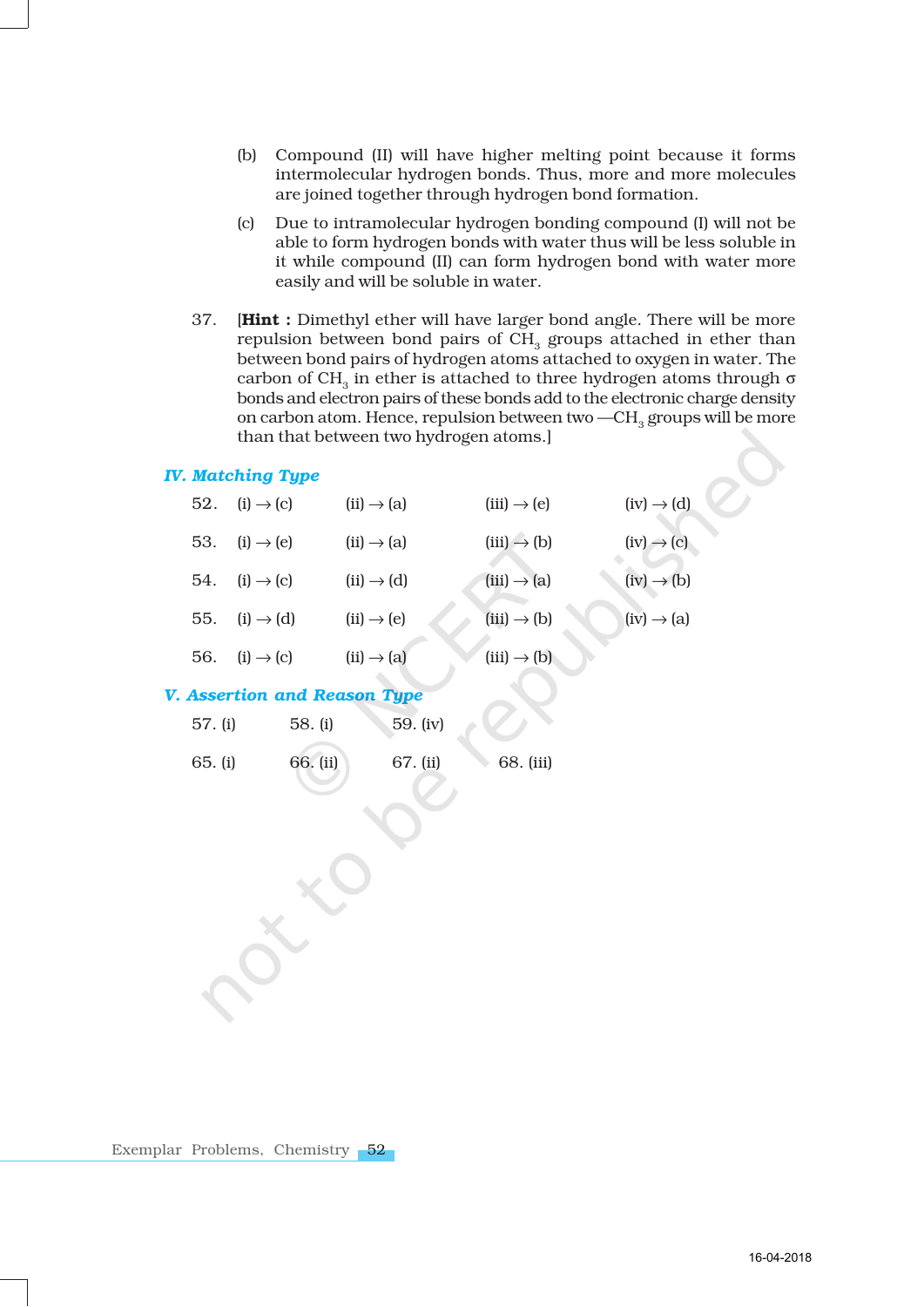(b) Compound (II) will have higher melting point because it forms intermolecular hydrogen bonds. Thus, more and more molecules are joined together through hydrogen bond formation.

(c) Due to intramolecular hydrogen bonding compound (I) will not be able to form hydrogen bonds with water thus will be less soluble in it while compound (II) can form hydrogen bond with water more easily and will be soluble in water.

37. [**Hint :** Dimethyl ether will have larger bond angle. There will be more repulsion between bond pairs of $CH_3$ groups attached in ether than between bond pairs of hydrogen atoms attached to oxygen in water. The carbon of $CH_3$ in ether is attached to three hydrogen atoms through σ bonds and electron pairs of these bonds add to the electronic charge density on carbon atom. Hence, repulsion between two —$CH_3$ groups will be more than that between two hydrogen atoms.]

## IV. Matching Type

| | | | | |
|---|---|---|---|---|
| 52. | (i) → (c) | (ii) → (a) | (iii) → (e) | (iv) → (d) |
| 53. | (i) → (e) | (ii) → (a) | (iii) → (b) | (iv) → (c) |
| 54. | (i) → (c) | (ii) → (d) | (iii) → (a) | (iv) → (b) |
| 55. | (i) → (d) | (ii) → (e) | (iii) → (b) | (iv) → (a) |
| 56. | (i) → (c) | (ii) → (a) | (iii) → (b) | |

## V. Assertion and Reason Type

| | | | |
|---|---|---|---|
| 57. (i) | 58. (i) | 59. (iv) | |
| 65. (i) | 66. (ii) | 67. (ii) | 68. (iii) |